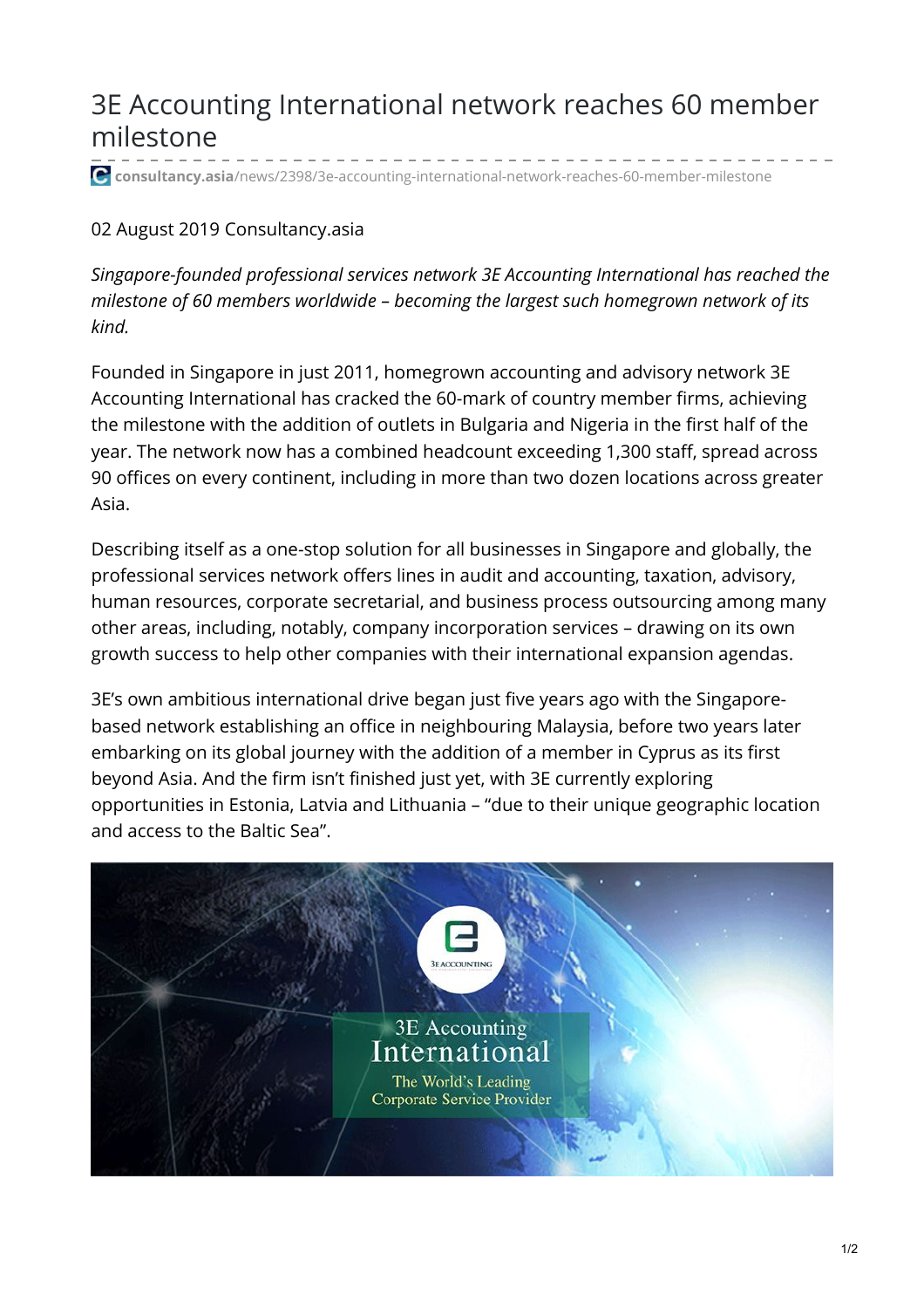# 3E Accounting International network reaches 60 member milestone

consultancy.asia/news/2398/3e-accounting-international-network-reaches-60-member-milestone

02 August 2019 Consultancy.asia

*Singapore-founded professional services network 3E Accounting International has reached the milestone of 60 members worldwide – becoming the largest such homegrown network of its kind.*

Founded in Singapore in just 2011, homegrown accounting and advisory network 3E Accounting International has cracked the 60-mark of country member firms, achieving the milestone with the addition of outlets in Bulgaria and Nigeria in the first half of the year. The network now has a combined headcount exceeding 1,300 staff, spread across 90 offices on every continent, including in more than two dozen locations across greater Asia.

Describing itself as a one-stop solution for all businesses in Singapore and globally, the professional services network offers lines in audit and accounting, taxation, advisory, human resources, corporate secretarial, and business process outsourcing among many other areas, including, notably, company incorporation services – drawing on its own growth success to help other companies with their international expansion agendas.

3E's own ambitious international drive began just five years ago with the Singapore-based network establishing an office in neighbouring Malaysia, before two years later embarking on its global journey with the addition of a member in Cyprus as its first beyond Asia. And the firm isn't finished just yet, with 3E currently exploring opportunities in Estonia, Latvia and Lithuania – "due to their unique geographic location and access to the Baltic Sea".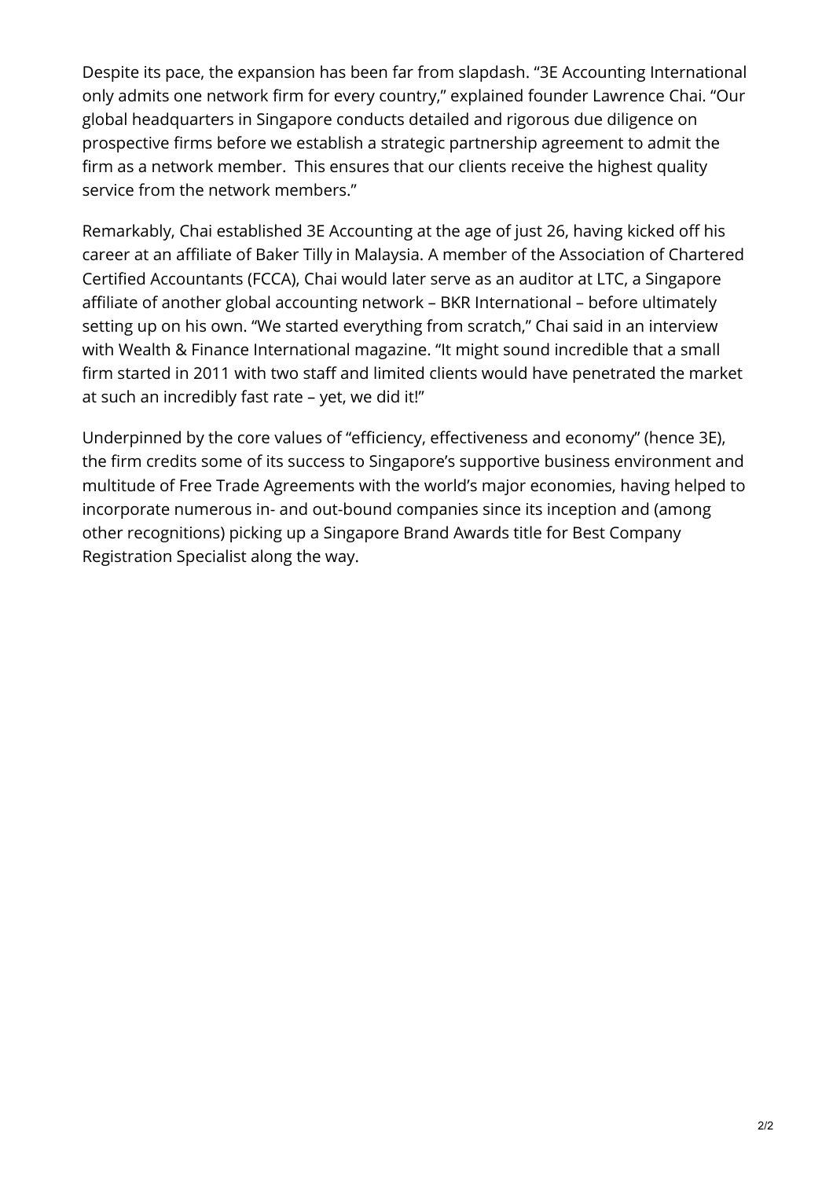Despite its pace, the expansion has been far from slapdash. "3E Accounting International only admits one network firm for every country," explained founder Lawrence Chai. "Our global headquarters in Singapore conducts detailed and rigorous due diligence on prospective firms before we establish a strategic partnership agreement to admit the firm as a network member. This ensures that our clients receive the highest quality service from the network members."

Remarkably, Chai established 3E Accounting at the age of just 26, having kicked off his career at an affiliate of Baker Tilly in Malaysia. A member of the Association of Chartered Certified Accountants (FCCA), Chai would later serve as an auditor at LTC, a Singapore affiliate of another global accounting network – BKR International – before ultimately setting up on his own. "We started everything from scratch," Chai said in an interview with Wealth & Finance International magazine. "It might sound incredible that a small firm started in 2011 with two staff and limited clients would have penetrated the market at such an incredibly fast rate – yet, we did it!"

Underpinned by the core values of "efficiency, effectiveness and economy" (hence 3E), the firm credits some of its success to Singapore's supportive business environment and multitude of Free Trade Agreements with the world's major economies, having helped to incorporate numerous in- and out-bound companies since its inception and (among other recognitions) picking up a Singapore Brand Awards title for Best Company Registration Specialist along the way.